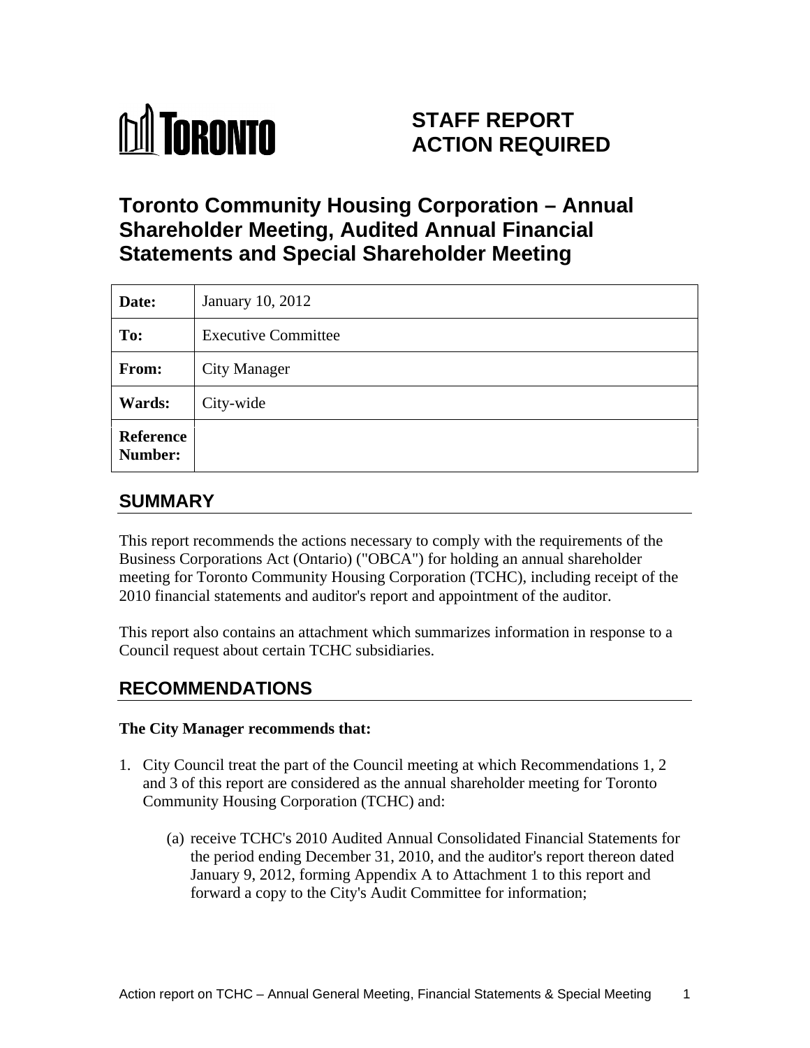TORONTO

# STAFF REPORT ACTION REQUIRED

# Toronto Community Housing Corporation – Annual Shareholder Meeting, Audited Annual Financial Statements and Special Shareholder Meeting

| | |
|---|---|
| **Date:** | January 10, 2012 |
| **To:** | Executive Committee |
| **From:** | City Manager |
| **Wards:** | City-wide |
| **Reference Number:** | |

## SUMMARY

This report recommends the actions necessary to comply with the requirements of the Business Corporations Act (Ontario) ("OBCA") for holding an annual shareholder meeting for Toronto Community Housing Corporation (TCHC), including receipt of the 2010 financial statements and auditor's report and appointment of the auditor.

This report also contains an attachment which summarizes information in response to a Council request about certain TCHC subsidiaries.

## RECOMMENDATIONS

**The City Manager recommends that:**

1. City Council treat the part of the Council meeting at which Recommendations 1, 2 and 3 of this report are considered as the annual shareholder meeting for Toronto Community Housing Corporation (TCHC) and:

    (a) receive TCHC's 2010 Audited Annual Consolidated Financial Statements for the period ending December 31, 2010, and the auditor's report thereon dated January 9, 2012, forming Appendix A to Attachment 1 to this report and forward a copy to the City's Audit Committee for information;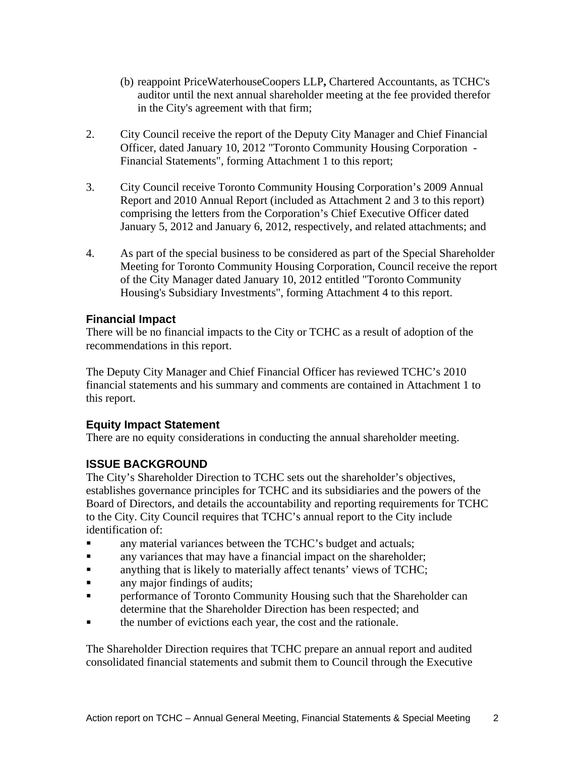(b) reappoint PriceWaterhouseCoopers LLP**,** Chartered Accountants, as TCHC's auditor until the next annual shareholder meeting at the fee provided therefor in the City's agreement with that firm;

2. City Council receive the report of the Deputy City Manager and Chief Financial Officer, dated January 10, 2012 "Toronto Community Housing Corporation - Financial Statements", forming Attachment 1 to this report;

3. City Council receive Toronto Community Housing Corporation's 2009 Annual Report and 2010 Annual Report (included as Attachment 2 and 3 to this report) comprising the letters from the Corporation's Chief Executive Officer dated January 5, 2012 and January 6, 2012, respectively, and related attachments; and

4. As part of the special business to be considered as part of the Special Shareholder Meeting for Toronto Community Housing Corporation, Council receive the report of the City Manager dated January 10, 2012 entitled "Toronto Community Housing's Subsidiary Investments", forming Attachment 4 to this report.

### Financial Impact

There will be no financial impacts to the City or TCHC as a result of adoption of the recommendations in this report.

The Deputy City Manager and Chief Financial Officer has reviewed TCHC's 2010 financial statements and his summary and comments are contained in Attachment 1 to this report.

### Equity Impact Statement

There are no equity considerations in conducting the annual shareholder meeting.

### ISSUE BACKGROUND

The City's Shareholder Direction to TCHC sets out the shareholder's objectives, establishes governance principles for TCHC and its subsidiaries and the powers of the Board of Directors, and details the accountability and reporting requirements for TCHC to the City. City Council requires that TCHC's annual report to the City include identification of:

- any material variances between the TCHC's budget and actuals;
- any variances that may have a financial impact on the shareholder;
- anything that is likely to materially affect tenants' views of TCHC;
- any major findings of audits;
- performance of Toronto Community Housing such that the Shareholder can determine that the Shareholder Direction has been respected; and
- the number of evictions each year, the cost and the rationale.

The Shareholder Direction requires that TCHC prepare an annual report and audited consolidated financial statements and submit them to Council through the Executive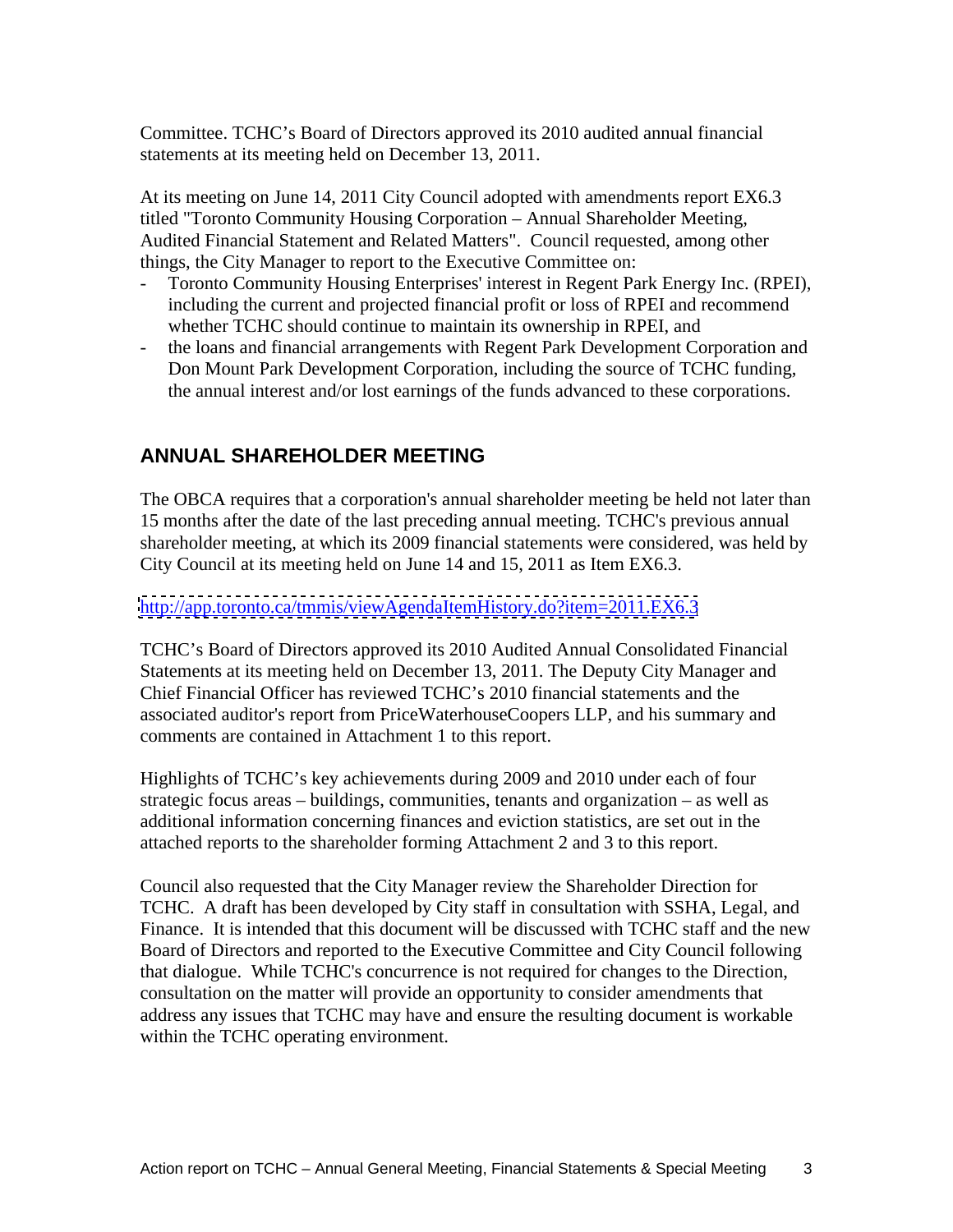Committee. TCHC's Board of Directors approved its 2010 audited annual financial statements at its meeting held on December 13, 2011.

At its meeting on June 14, 2011 City Council adopted with amendments report EX6.3 titled "Toronto Community Housing Corporation – Annual Shareholder Meeting, Audited Financial Statement and Related Matters". Council requested, among other things, the City Manager to report to the Executive Committee on:

- Toronto Community Housing Enterprises' interest in Regent Park Energy Inc. (RPEI), including the current and projected financial profit or loss of RPEI and recommend whether TCHC should continue to maintain its ownership in RPEI, and
- the loans and financial arrangements with Regent Park Development Corporation and Don Mount Park Development Corporation, including the source of TCHC funding, the annual interest and/or lost earnings of the funds advanced to these corporations.

## ANNUAL SHAREHOLDER MEETING

The OBCA requires that a corporation's annual shareholder meeting be held not later than 15 months after the date of the last preceding annual meeting. TCHC's previous annual shareholder meeting, at which its 2009 financial statements were considered, was held by City Council at its meeting held on June 14 and 15, 2011 as Item EX6.3.

http://app.toronto.ca/tmmis/viewAgendaItemHistory.do?item=2011.EX6.3

TCHC's Board of Directors approved its 2010 Audited Annual Consolidated Financial Statements at its meeting held on December 13, 2011. The Deputy City Manager and Chief Financial Officer has reviewed TCHC's 2010 financial statements and the associated auditor's report from PriceWaterhouseCoopers LLP, and his summary and comments are contained in Attachment 1 to this report.

Highlights of TCHC's key achievements during 2009 and 2010 under each of four strategic focus areas – buildings, communities, tenants and organization – as well as additional information concerning finances and eviction statistics, are set out in the attached reports to the shareholder forming Attachment 2 and 3 to this report.

Council also requested that the City Manager review the Shareholder Direction for TCHC. A draft has been developed by City staff in consultation with SSHA, Legal, and Finance. It is intended that this document will be discussed with TCHC staff and the new Board of Directors and reported to the Executive Committee and City Council following that dialogue. While TCHC's concurrence is not required for changes to the Direction, consultation on the matter will provide an opportunity to consider amendments that address any issues that TCHC may have and ensure the resulting document is workable within the TCHC operating environment.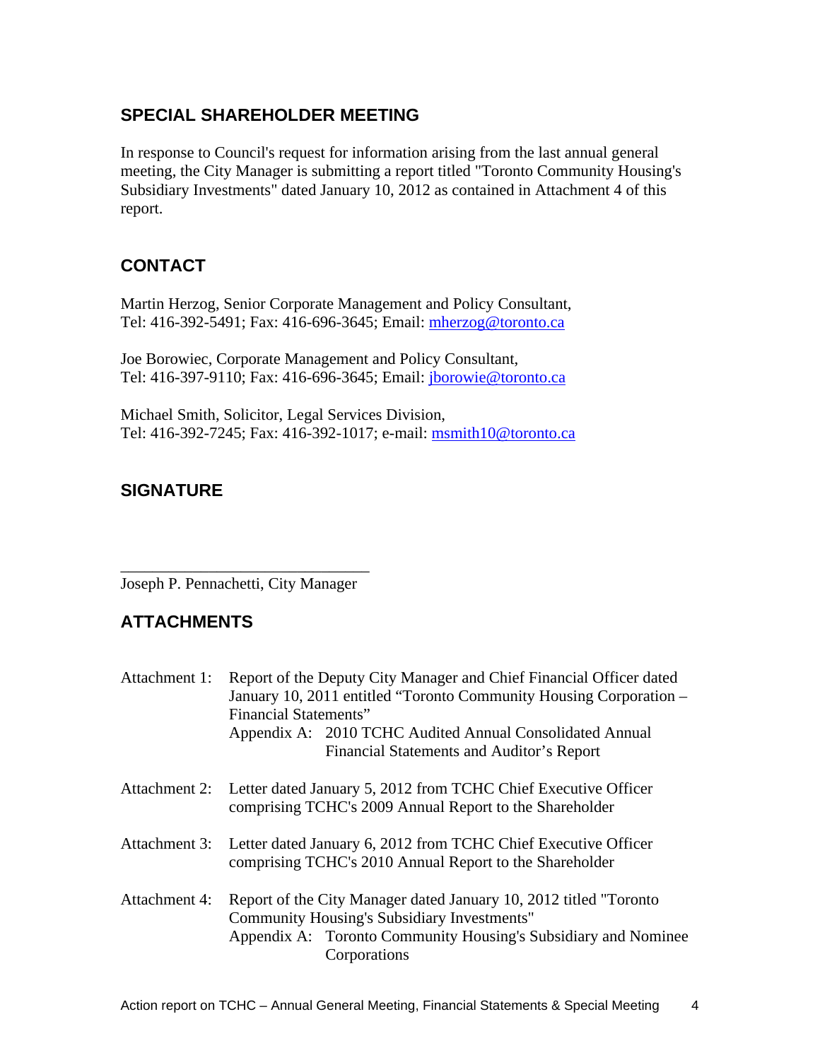## SPECIAL SHAREHOLDER MEETING

In response to Council's request for information arising from the last annual general meeting, the City Manager is submitting a report titled "Toronto Community Housing's Subsidiary Investments" dated January 10, 2012 as contained in Attachment 4 of this report.

## CONTACT

Martin Herzog, Senior Corporate Management and Policy Consultant,
Tel: 416-392-5491; Fax: 416-696-3645; Email: mherzog@toronto.ca

Joe Borowiec, Corporate Management and Policy Consultant,
Tel: 416-397-9110; Fax: 416-696-3645; Email: jborowie@toronto.ca

Michael Smith, Solicitor, Legal Services Division,
Tel: 416-392-7245; Fax: 416-392-1017; e-mail: msmith10@toronto.ca

## SIGNATURE

_______________________________
Joseph P. Pennachetti, City Manager

## ATTACHMENTS

Attachment 1: Report of the Deputy City Manager and Chief Financial Officer dated January 10, 2011 entitled "Toronto Community Housing Corporation – Financial Statements"
Appendix A: 2010 TCHC Audited Annual Consolidated Annual Financial Statements and Auditor's Report

Attachment 2: Letter dated January 5, 2012 from TCHC Chief Executive Officer comprising TCHC's 2009 Annual Report to the Shareholder

Attachment 3: Letter dated January 6, 2012 from TCHC Chief Executive Officer comprising TCHC's 2010 Annual Report to the Shareholder

Attachment 4: Report of the City Manager dated January 10, 2012 titled "Toronto Community Housing's Subsidiary Investments"
Appendix A: Toronto Community Housing's Subsidiary and Nominee Corporations